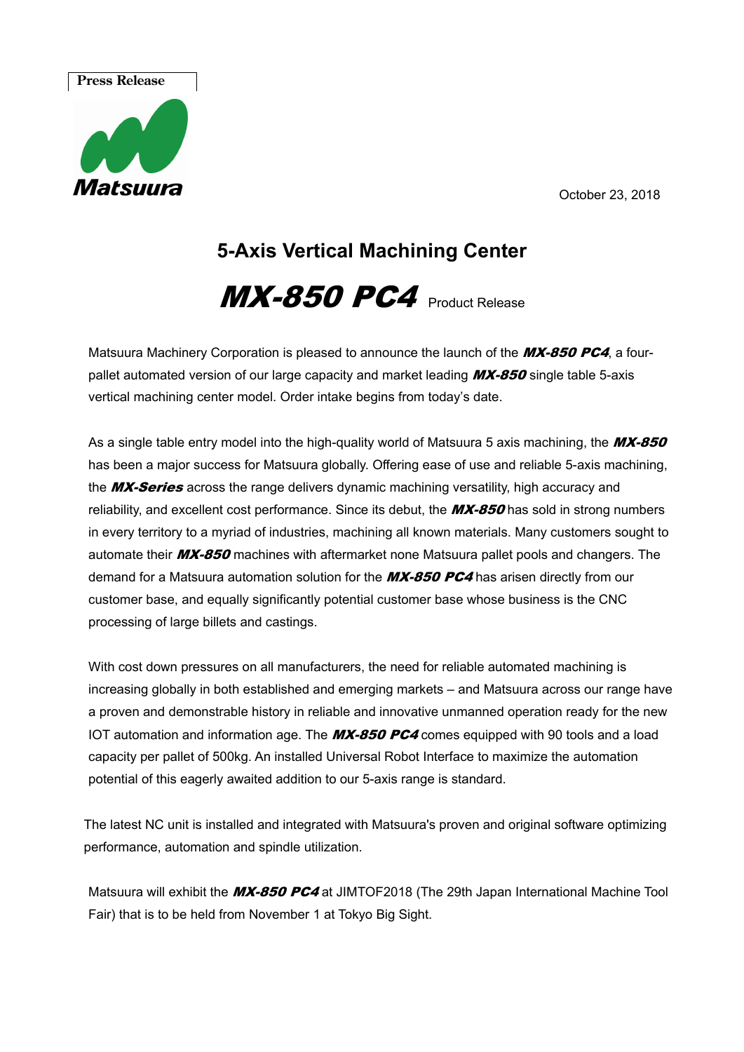Press Release

Matsuura

October 23, 2018

# 5-Axis Vertical Machining Center

## *MX-850 PC4* Product Release

Matsuura Machinery Corporation is pleased to announce the launch of the ***MX-850 PC4***, a four-pallet automated version of our large capacity and market leading ***MX-850*** single table 5-axis vertical machining center model. Order intake begins from today's date.

As a single table entry model into the high-quality world of Matsuura 5 axis machining, the ***MX-850*** has been a major success for Matsuura globally. Offering ease of use and reliable 5-axis machining, the ***MX-Series*** across the range delivers dynamic machining versatility, high accuracy and reliability, and excellent cost performance. Since its debut, the ***MX-850*** has sold in strong numbers in every territory to a myriad of industries, machining all known materials. Many customers sought to automate their ***MX-850*** machines with aftermarket none Matsuura pallet pools and changers. The demand for a Matsuura automation solution for the ***MX-850 PC4*** has arisen directly from our customer base, and equally significantly potential customer base whose business is the CNC processing of large billets and castings.

With cost down pressures on all manufacturers, the need for reliable automated machining is increasing globally in both established and emerging markets – and Matsuura across our range have a proven and demonstrable history in reliable and innovative unmanned operation ready for the new IOT automation and information age. The ***MX-850 PC4*** comes equipped with 90 tools and a load capacity per pallet of 500kg. An installed Universal Robot Interface to maximize the automation potential of this eagerly awaited addition to our 5-axis range is standard.

The latest NC unit is installed and integrated with Matsuura's proven and original software optimizing performance, automation and spindle utilization.

Matsuura will exhibit the ***MX-850 PC4*** at JIMTOF2018 (The 29th Japan International Machine Tool Fair) that is to be held from November 1 at Tokyo Big Sight.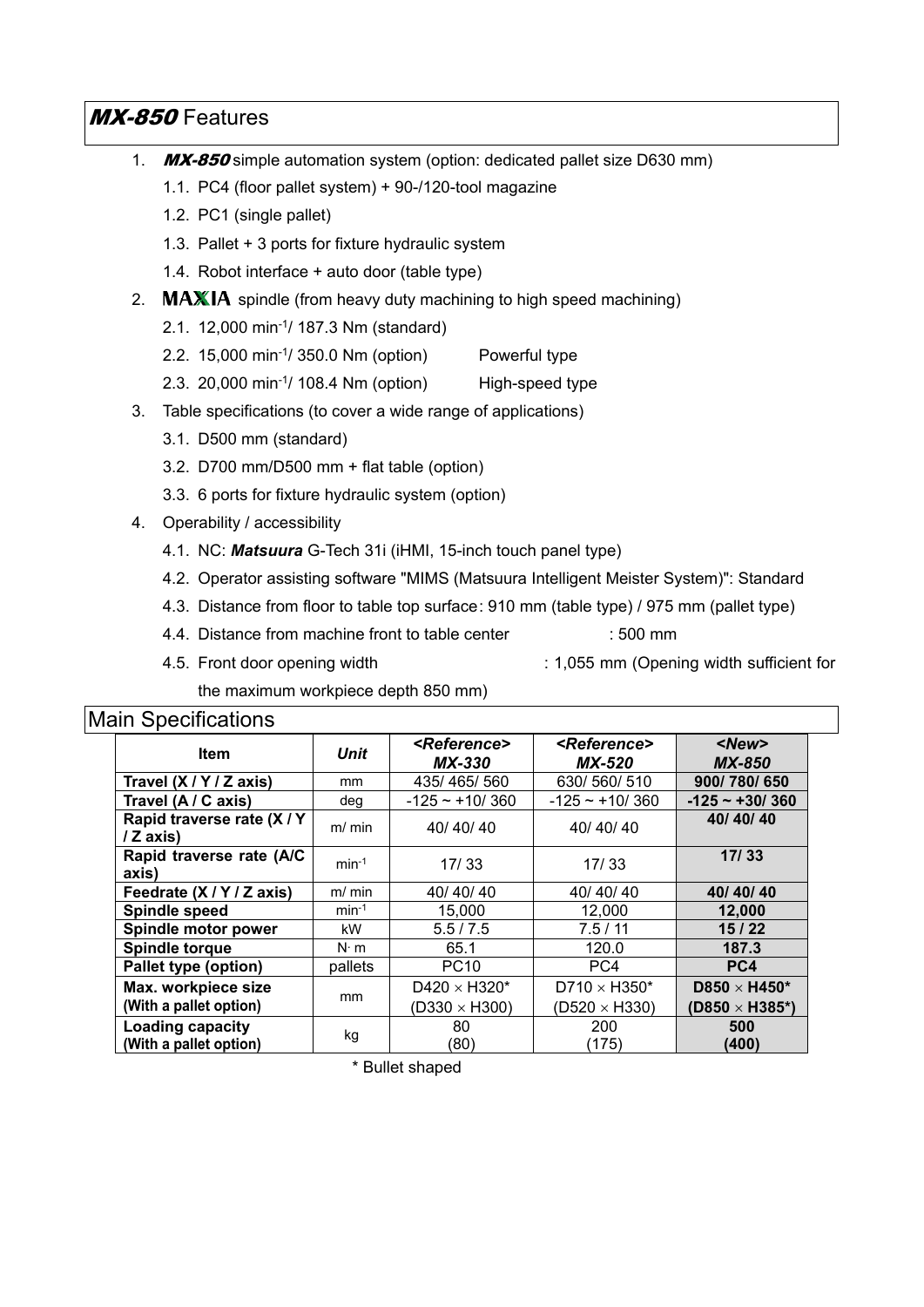## *MX-850* Features

1. ***MX-850*** simple automation system (option: dedicated pallet size D630 mm)
    1.1. PC4 (floor pallet system) + 90-/120-tool magazine
    1.2. PC1 (single pallet)
    1.3. Pallet + 3 ports for fixture hydraulic system
    1.4. Robot interface + auto door (table type)
2. **MAXIA** spindle (from heavy duty machining to high speed machining)
    2.1. 12,000 min$^{-1}$/ 187.3 Nm (standard)
    2.2. 15,000 min$^{-1}$/ 350.0 Nm (option) Powerful type
    2.3. 20,000 min$^{-1}$/ 108.4 Nm (option) High-speed type
3. Table specifications (to cover a wide range of applications)
    3.1. D500 mm (standard)
    3.2. D700 mm/D500 mm + flat table (option)
    3.3. 6 ports for fixture hydraulic system (option)
4. Operability / accessibility
    4.1. NC: ***Matsuura*** G-Tech 31i (iHMI, 15-inch touch panel type)
    4.2. Operator assisting software "MIMS (Matsuura Intelligent Meister System)": Standard
    4.3. Distance from floor to table top surface: 910 mm (table type) / 975 mm (pallet type)
    4.4. Distance from machine front to table center : 500 mm
    4.5. Front door opening width : 1,055 mm (Opening width sufficient for the maximum workpiece depth 850 mm)

## Main Specifications

| Item | *Unit* | *<Reference> MX-330* | *<Reference> MX-520* | ***<New> MX-850*** |
|---|---|---|---|---|
| **Travel (X / Y / Z axis)** | mm | 435/ 465/ 560 | 630/ 560/ 510 | **900/ 780/ 650** |
| **Travel (A / C axis)** | deg | -125 ~ +10/ 360 | -125 ~ +10/ 360 | **-125 ~ +30/ 360** |
| **Rapid traverse rate (X / Y / Z axis)** | m/ min | 40/ 40/ 40 | 40/ 40/ 40 | **40/ 40/ 40** |
| **Rapid traverse rate (A/C axis)** | min$^{-1}$ | 17/ 33 | 17/ 33 | **17/ 33** |
| **Feedrate (X / Y / Z axis)** | m/ min | 40/ 40/ 40 | 40/ 40/ 40 | **40/ 40/ 40** |
| **Spindle speed** | min$^{-1}$ | 15,000 | 12,000 | **12,000** |
| **Spindle motor power** | kW | 5.5 / 7.5 | 7.5 / 11 | **15 / 22** |
| **Spindle torque** | N· m | 65.1 | 120.0 | **187.3** |
| **Pallet type (option)** | pallets | PC10 | PC4 | **PC4** |
| **Max. workpiece size (With a pallet option)** | mm | D420 × H320* (D330 × H300) | D710 × H350* (D520 × H330) | **D850 × H450* (D850 × H385*)** |
| **Loading capacity (With a pallet option)** | kg | 80 (80) | 200 (175) | **500 (400)** |

\* Bullet shaped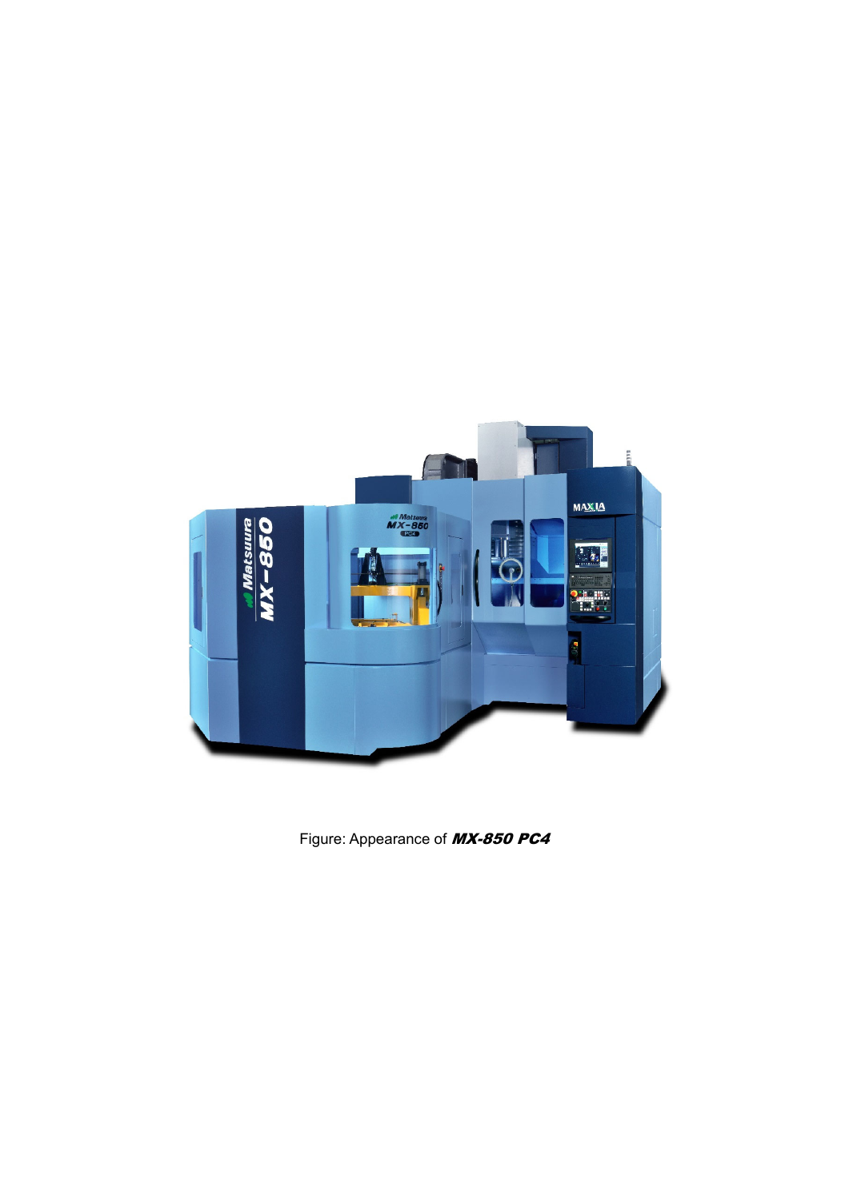Figure: Appearance of ***MX-850 PC4***